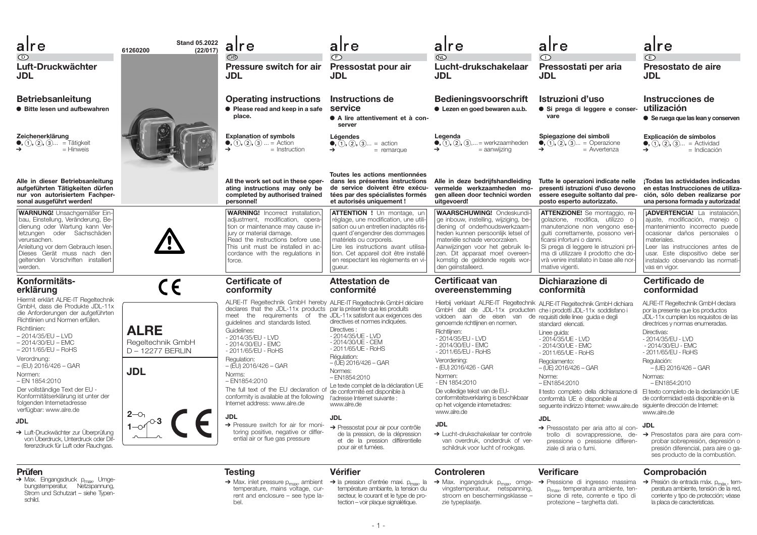alre

D

61260200

Stand 05.2022 (22/017)

# Luft-Druckwächter JDL

## Betriebsanleitung

● **Bitte lesen und aufbewahren**

**Zeichenerklärung**

●, ①, ②, ③... = Tätigkeit
➔ = Hinweis

**Alle in dieser Betriebsanleitung aufgeführten Tätigkeiten dürfen nur von autorisiertem Fachpersonal ausgeführt werden!**

**WARNUNG!** Unsachgemäßer Einbau, Einstellung, Veränderung, Bedienung oder Wartung kann Verletzungen oder Sachschäden verursachen.
Anleitung vor dem Gebrauch lesen.
Dieses Gerät muss nach den geltenden Vorschriften installiert werden.

## Konformitätserklärung

Hiermit erklärt ALRE-IT Regeltechnik GmbH, dass die Produkte JDL-11x die Anforderungen der aufgeführten Richtlinien und Normen erfüllen.

Richtlinien:
– 2014/35/EU – LVD
– 2014/30/EU – EMC
– 2011/65/EU – RoHS

Verordnung:
– (EU) 2016/426 – GAR

Normen:
– EN 1854:2010

Der vollständige Text der EU - Konformitätserklärung ist unter der folgenden Internetadresse verfügbar: www.alre.de

**JDL**

➔ Luft-Druckwächter zur Überprüfung von Überdruck, Unterdruck oder Differenzdruck für Luft oder Rauchgas.

## Prüfen

➔ Max. Eingangsdruck $p_{max}$, Umgebungstemperatur, Netzspannung, Strom und Schutzart – siehe Typenschild.

**ALRE**
Regeltechnik GmbH
D – 12277 BERLIN

**JDL**

2 — 1 — 3

CE

---

alre

GB

# Pressure switch for air JDL

## Operating instructions

● **Please read and keep in a safe place.**

**Explanation of symbols**

●, ①, ②, ③ ... = Action
➔ = Instruction

**All the work set out in these operating instructions may only be completed by authorised trained personnel!**

**WARNING!** Incorrect installation, adjustment, modification, operation or maintenance may cause injury or material damage.
Read the instructions before use.
This unit must be installed in accordance with the regulations in force.

## Certificate of conformity

ALRE-IT Regeltechnik GmbH hereby declares that the JDL-11x products meet the requirements of the guidelines and standards listed.

Guidelines:
- 2014/35/EU - LVD
- 2014/30/EU - EMC
- 2011/65/EU - RoHS

Regulation:
– (EU) 2016/426 – GAR

Norms:
– EN1854:2010

The full text of the EU declaration of conformity is available at the following Internet address: www.alre.de

**JDL**

➔ Pressure switch for air for monitoring positive, negative or differential air or flue gas pressure

## Testing

➔ Max. inlet pressure $p_{max}$, ambient temperature, mains voltage, current and enclosure – see type label.

---

alre

F

# Pressostat pour air JDL

## Instructions de service

● **A lire attentivement et à conserver**

**Légendes**

●, ①, ②, ③... = action
➔ = remarque

**Toutes les actions mentionnées dans les présentes instructions de service doivent être exécutées par des spécialistes formés et autorisés uniquement !**

**ATTENTION !** Un montage, un réglage, une modification, une utilisation ou un entretien inadaptés risquent d'engendrer des dommages matériels ou corporels.
Lire les instructions avant utilisation. Cet appareil doit être installé en respectant les règlements en vigueur.

## Attestation de conformité

ALRE-IT Regeltechnik GmbH déclare par la présente que les produits JDL-11x satisfont aux exigences des directives et normes indiquées.

Directives :
- 2014/35/UE - LVD
- 2014/30/UE - CEM
- 2011/65/UE - RoHS

Régulation:
– (UE) 2016/426 – GAR

Normes:
– EN1854:2010

Le texte complet de la déclaration UE de conformité est disponible à l'adresse Internet suivante : www.alre.de

**JDL**

➔ Pressostat pour air pour contrôle de la pression, de la dépression et de la pression différentielle pour air et fumées.

## Vérifier

➔ la pression d'entrée maxi. $p_{max}$, la température ambiante, la tension du secteur, le courant et le type de protection – voir plaque signalétique.

---

alre

NL

# Lucht-drukschakelaar JDL

## Bedieningsvoorschrift

● **Lezen en goed bewaren a.u.b.**

**Legenda**

●, ①, ②, ③.... = werkzaamheden
➔ = aanwijzing

**Alle in deze bedrijfshandleiding vermelde werkzaamheden mogen alleen door technici worden uitgevoerd!**

**WAARSCHUWING!** Ondeskundige inbouw, instelling, wijziging, bediening of onderhoudswerkzaamheden kunnen persoonlijk letsel of materiële schade veroorzaken.
Aanwijzingen voor het gebruik lezen. Dit apparaat moet overeenkomstig de geldende regels worden geïnstalleerd.

## Certificaat van overeenstemming

Hierbij verklaart ALRE-IT Regeltechnik GmbH dat de JDL-11x producten voldoen aan de eisen van de genoemde richtlijnen en normen.

Richtlijnen:
- 2014/35/EU - LVD
- 2014/30/EU - EMC
- 2011/65/EU - RoHS

Verordening:
- (EU) 2016/426 - GAR

Normen:
- EN 1854:2010

De volledige tekst van de EU-conformiteitsverklaring is beschikbaar op het volgende internetadres: www.alre.de

**JDL**

➔ Lucht-drukschakelaar ter controle van overdruk, onderdruk of verschildruk voor lucht of rookgas.

## Controleren

➔ Max. ingangsdruk $p_{max}$, omgevingstemperatuur, netspanning, stroom en beschermingsklasse – zie typeplaatje.

---

alre

I

# Pressostati per aria JDL

## Istruzioni d'uso

● **Si prega di leggere e conservare**

**Spiegazione dei simboli**

●, ①, ②, ③... = Operazione
➔ = Avvertenza

**Tutte le operazioni indicate nelle presenti istruzioni d'uso devono essere eseguite soltanto dal preposto esperto autorizzato.**

**ATTENZIONE!** Se montaggio, regolazione, modifica, utilizzo o manutenzione non vengono eseguiti correttamente, possono verificarsi infortuni o danni.
Si prega di leggere le istruzioni prima di utilizzare il prodotto che dovrà venire installato in base alle normative vigenti.

## Dichiarazione di conformità

ALRE-IT Regeltechnik GmbH dichiara che i prodotti JDL-11x soddisfano i requisiti delle linee guida e degli standard elencati.

Linee guida:
- 2014/35/UE - LVD
- 2014/30/UE - EMC
- 2011/65/UE - RoHS

Regolamento:
– (UE) 2016/426 – GAR

Norme:
– EN1854:2010

Il testo completo della dichiarazione di conformità UE è disponibile al seguente indirizzo Internet: www.alre.de

**JDL**

➔ Pressostato per aria atto al controllo di sovrappressione, depressione o pressione differenziale di aria o fumi.

## Verificare

➔ Pressione di ingresso massima $p_{max}$, temperatura ambiente, tensione di rete, corrente e tipo di protezione – targhetta dati.

---

alre

E

# Presostato de aire JDL

## Instrucciones de utilización

● **Se ruega que las lean y conserven**

**Explicación de símbolos**

●, ①, ②, ③... = Actividad
➔ = Indicación

**¡Todas las actividades indicadas en estas Instrucciones de utilización, sólo deben realizarse por una persona formada y autorizada!**

**¡ADVERTENCIA!** La instalación, ajuste, modificación, manejo o mantenimiento incorrecto puede ocasionar daños personales o materiales.
Leer las instrucciones antes de usar. Este dispositivo debe ser instalado observando las normativas en vigor.

## Certificado de conformidad

ALRE-IT Regeltechnik GmbH declara por la presente que los productos JDL-11x cumplen los requisitos de las directrices y normas enumeradas.

Directivas:
- 2014/35/EU - LVD
- 2014/30/EU - EMC
- 2011/65/EU - RoHS

Regulación:
– (UE) 2016/426 – GAR

Normas:
– EN1854:2010

El texto completo de la declaración UE de conformidad está disponible en la siguiente dirección de Internet: www.alre.de

**JDL**

➔ Presostatos para aire para comprobar sobrepresión, depresión o presión diferencial, para aire o gases producto de la combustión.

## Comprobación

➔ Presión de entrada máx. $p_{max}$, temperatura ambiente, tensión de la red, corriente y tipo de protección; véase la placa de características.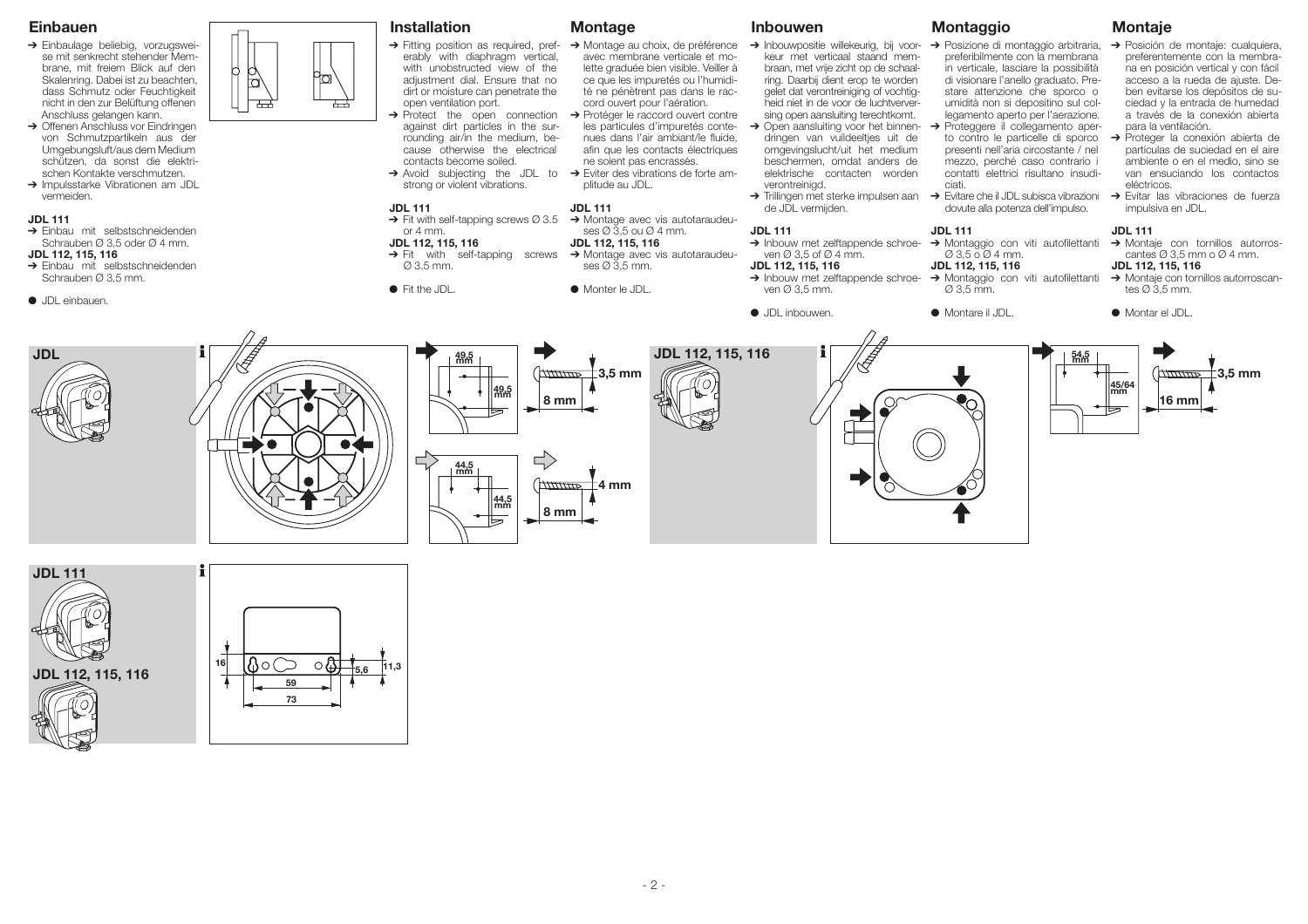## Einbauen

- → Einbaulage beliebig, vorzugsweise mit senkrecht stehender Membrane, mit freiem Blick auf den Skalenring. Dabei ist zu beachten, dass Schmutz oder Feuchtigkeit nicht in den zur Belüftung offenen Anschluss gelangen kann.
- → Offenen Anschluss vor Eindringen von Schmutzpartikeln aus der Umgebungsluft/aus dem Medium schützen, da sonst die elektrischen Kontakte verschmutzen.
- → Impulsstarke Vibrationen am JDL vermeiden.

**JDL 111**
- → Einbau mit selbstschneidenden Schrauben Ø 3,5 oder Ø 4 mm.

**JDL 112, 115, 116**
- → Einbau mit selbstschneidenden Schrauben Ø 3,5 mm.

- ● JDL einbauen.

## Installation

- → Fitting position as required, preferably with diaphragm vertical, with unobstructed view of the adjustment dial. Ensure that no dirt or moisture can penetrate the open ventilation port.
- → Protect the open connection against dirt particles in the surrounding air/in the medium, because otherwise the electrical contacts become soiled.
- → Avoid subjecting the JDL to strong or violent vibrations.

**JDL 111**
- → Fit with self-tapping screws Ø 3.5 or 4 mm.

**JDL 112, 115, 116**
- → Fit with self-tapping screws Ø 3.5 mm.

- ● Fit the JDL.

## Montage

- → Montage au choix, de préférence avec membrane verticale et molette graduée bien visible. Veiller à ce que les impuretés ou l'humidité ne pénètrent pas dans le raccord ouvert pour l'aération.
- → Protéger le raccord ouvert contre les particules d'impuretés contenues dans l'air ambiant/le fluide, afin que les contacts électriques ne soient pas encrassés.
- → Eviter des vibrations de forte amplitude au JDL.

**JDL 111**
- → Montage avec vis autotaraudeuses Ø 3,5 ou Ø 4 mm.

**JDL 112, 115, 116**
- → Montage avec vis autotaraudeuses Ø 3,5 mm.

- ● Monter le JDL.

## Inbouwen

- → Inbouwpositie willekeurig, bij voorkeur met verticaal staand membraan, met vrije zicht op de schaalring. Daarbij dient erop te worden gelet dat verontreiniging of vochtigheid niet in de voor de luchtverversing open aansluiting terechtkomt.
- → Open aansluiting voor het binnendringen van vuildeeltjes uit de omgevingslucht/uit het medium beschermen, omdat anders de elektrische contacten worden verontreinigd.
- → Trillingen met sterke impulsen aan de JDL vermijden.

**JDL 111**
- → Inbouw met zelftappende schroeven Ø 3,5 of Ø 4 mm.

**JDL 112, 115, 116**
- → Inbouw met zelftappende schroeven Ø 3,5 mm.

- ● JDL inbouwen.

## Montaggio

- → Posizione di montaggio arbitraria, preferibilmente con la membrana in verticale, lasciare la possibilità di visionare l'anello graduato. Prestare attenzione che sporco o umidità non si depositino sul collegamento aperto per l'aerazione.
- → Proteggere il collegamento aperto contro le particelle di sporco presenti nell'aria circostante / nel mezzo, perché caso contrario i contatti elettrici risultano insudiciati.
- → Evitare che il JDL subisca vibrazioni dovute alla potenza dell'impulso.

**JDL 111**
- → Montaggio con viti autofilettanti Ø 3,5 o Ø 4 mm.

**JDL 112, 115, 116**
- → Montaggio con viti autofilettanti Ø 3,5 mm.

- ● Montare il JDL.

## Montaje

- → Posición de montaje: cualquiera, preferentemente con la membrana en posición vertical y con fácil acceso a la rueda de ajuste. Deben evitarse los depósitos de suciedad y la entrada de humedad a través de la conexión abierta para la ventilación.
- → Proteger la conexión abierta de partículas de suciedad en el aire ambiente o en el medio, sino se van ensuciando los contactos eléctricos.
- → Evitar las vibraciones de fuerza impulsiva en JDL.

**JDL 111**
- → Montaje con tornillos autorroscantes Ø 3,5 mm o Ø 4 mm.

**JDL 112, 115, 116**
- → Montaje con tornillos autorroscantes Ø 3,5 mm.

- ● Montar el JDL.

**JDL** — 49,5 mm × 49,5 mm: 3,5 mm, 8 mm; 44,5 mm × 44,5 mm: 4 mm, 8 mm

**JDL 112, 115, 116** — 54,5 mm × 45/64 mm: 3,5 mm, 16 mm

**JDL 111**, **JDL 112, 115, 116** — 16, 59, 73, 5,6, 11,3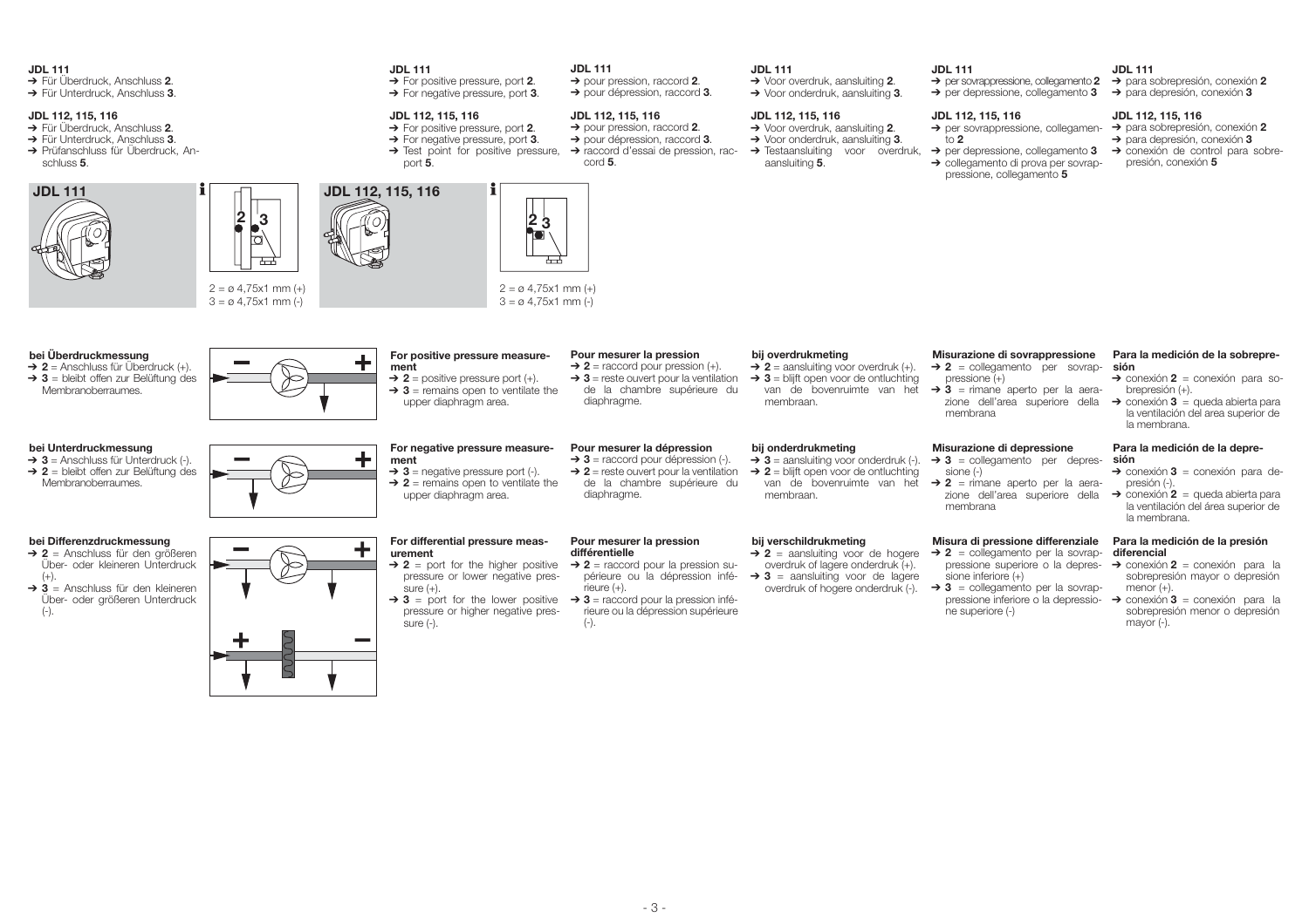**JDL 111**

- ➔ Für Überdruck, Anschluss **2**.
- ➔ Für Unterdruck, Anschluss **3**.

**JDL 112, 115, 116**

- ➔ Für Überdruck, Anschluss **2**.
- ➔ Für Unterdruck, Anschluss **3**.
- ➔ Prüfanschluss für Überdruck, Anschluss **5**.

**JDL 111**

- ➔ For positive pressure, port **2**.
- ➔ For negative pressure, port **3**.

**JDL 112, 115, 116**

- ➔ For positive pressure, port **2**.
- ➔ For negative pressure, port **3**.
- ➔ Test point for positive pressure, port **5**.

**JDL 111**

- ➔ pour pression, raccord **2**.
- ➔ pour dépression, raccord **3**.

**JDL 112, 115, 116**

- ➔ pour pression, raccord **2**.
- ➔ pour dépression, raccord **3**.
- ➔ raccord d'essai de pression, raccord **5**.

**JDL 111**

- ➔ Voor overdruk, aansluiting **2**.
- ➔ Voor onderdruk, aansluiting **3**.

**JDL 112, 115, 116**

- ➔ Voor overdruk, aansluiting **2**.
- ➔ Voor onderdruk, aansluiting **3**.
- ➔ Testaansluiting voor overdruk, aansluiting **5**.

**JDL 111**

- ➔ per sovrappressione, collegamento **2**
- ➔ per depressione, collegamento **3**

**JDL 112, 115, 116**

- ➔ per sovrappressione, collegamento **2**
- ➔ per depressione, collegamento **3**
- ➔ collegamento di prova per sovrappressione, collegamento **5**

**JDL 111**

- ➔ para sobrepresión, conexión **2**
- ➔ para depresión, conexión **3**

**JDL 112, 115, 116**

- ➔ para sobrepresión, conexión **2**
- ➔ para depresión, conexión **3**
- ➔ conexión de control para sobrepresión, conexión **5**

**JDL 111**

2 = ø 4,75x1 mm (+)
3 = ø 4,75x1 mm (-)

**JDL 112, 115, 116**

2 = ø 4,75x1 mm (+)
3 = ø 4,75x1 mm (-)

**bei Überdruckmessung**

- ➔ **2** = Anschluss für Überdruck (+).
- ➔ **3** = bleibt offen zur Belüftung des Membranoberraumes.

**For positive pressure measurement**

- ➔ **2** = positive pressure port (+).
- ➔ **3** = remains open to ventilate the upper diaphragm area.

**Pour mesurer la pression**

- ➔ **2** = raccord pour pression (+).
- ➔ **3** = reste ouvert pour la ventilation de la chambre supérieure du diaphragme.

**bij overdrukmeting**

- ➔ **2** = aansluiting voor overdruk (+).
- ➔ **3** = blijft open voor de ontluchting van de bovenruimte van het membraan.

**Misurazione di sovrappressione**

- ➔ **2** = collegamento per sovrappressione (+)
- ➔ **3** = rimane aperto per la aerazione dell'area superiore della membrana

**Para la medición de la sobrepresión**

- ➔ conexión **2** = conexión para sobrepresión (+).
- ➔ conexión **3** = queda abierta para la ventilación del area superior de la membrana.

**bei Unterdruckmessung**

- ➔ **3** = Anschluss für Unterdruck (-).
- ➔ **2** = bleibt offen zur Belüftung des Membranoberraumes.

**For negative pressure measurement**

- ➔ **3** = negative pressure port (-).
- ➔ **2** = remains open to ventilate the upper diaphragm area.

**Pour mesurer la dépression**

- ➔ **3** = raccord pour dépression (-).
- ➔ **2** = reste ouvert pour la ventilation de la chambre supérieure du diaphragme.

**bij onderdrukmeting**

- ➔ **3** = aansluiting voor onderdruk (-).
- ➔ **2** = blijft open voor de ontluchting van de bovenruimte van het membraan.

**Misurazione di depressione**

- ➔ **3** = collegamento per depressione (-)
- ➔ **2** = rimane aperto per la aerazione dell'area superiore della membrana

**Para la medición de la depresión**

- ➔ conexión **3** = conexión para depresión (-).
- ➔ conexión **2** = queda abierta para la ventilación del área superior de la membrana.

**bei Differenzdruckmessung**

- ➔ **2** = Anschluss für den größeren Über- oder kleineren Unterdruck (+).
- ➔ **3** = Anschluss für den kleineren Über- oder größeren Unterdruck (-).

**For differential pressure measurement**

- ➔ **2** = port for the higher positive pressure or lower negative pressure (+).
- ➔ **3** = port for the lower positive pressure or higher negative pressure (-).

**Pour mesurer la pression différentielle**

- ➔ **2** = raccord pour la pression supérieure ou la dépression inférieure (+).
- ➔ **3** = raccord pour la pression inférieure ou la dépression supérieure (-).

**bij verschildrukmeting**

- ➔ **2** = aansluiting voor de hogere overdruk of lagere onderdruk (+).
- ➔ **3** = aansluiting voor de lagere overdruk of hogere onderdruk (-).

**Misura di pressione differenziale**

- ➔ **2** = collegamento per la sovrappressione superiore o la depressione inferiore (+)
- ➔ **3** = collegamento per la sovrappressione inferiore o la depressione superiore (-)

**Para la medición de la presión diferencial**

- ➔ conexión **2** = conexión para la sobrepresión mayor o depresión menor (+).
- ➔ conexión **3** = conexión para la sobrepresión menor o depresión mayor (-).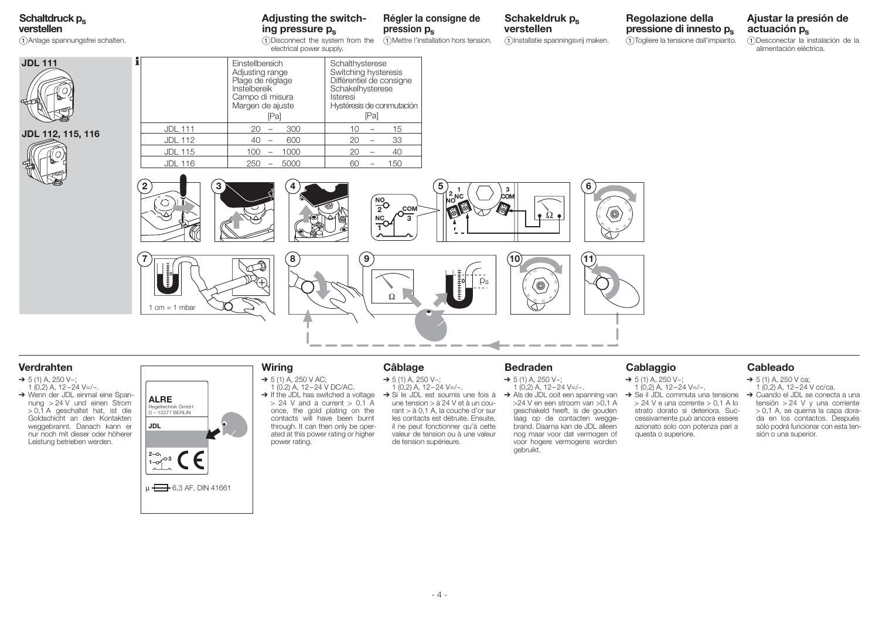## Schaltdruck $p_s$ verstellen

① Anlage spannungsfrei schalten.

## Adjusting the switching pressure $p_s$

① Disconnect the system from the electrical power supply.

## Régler la consigne de pression $p_s$

① Mettre l'installation hors tension.

## Schakeldruk $p_s$ verstellen

① Installatie spanningsvrij maken.

## Regolazione della pressione di innesto $p_s$

① Togliere la tensione dall'impianto.

## Ajustar la presión de actuación $p_s$

① Desconectar la instalación de la alimentación eléctrica.

**JDL 111**

**JDL 112, 115, 116**

| | Einstellbereich<br>Adjusting range<br>Plage de réglage<br>Instelbereik<br>Campo di misura<br>Margen de ajuste<br>[Pa] | Schalthysterese<br>Switching hysteresis<br>Différentiel de consigne<br>Schakelhysterese<br>Isteresi<br>Hystéresis de conmutación<br>[Pa] |
|---|---|---|
| JDL 111 | 20 – 300 | 10 – 15 |
| JDL 112 | 40 – 600 | 20 – 33 |
| JDL 115 | 100 – 1000 | 20 – 40 |
| JDL 116 | 250 – 5000 | 60 – 150 |

1 cm = 1 mbar

## Verdrahten

- → 5 (1) A, 250 V~; 1 (0,2) A, 12 – 24 V=/~.
- → Wenn der JDL einmal eine Spannung > 24 V und einen Strom > 0,1 A geschaltet hat, ist die Goldschicht an den Kontakten weggebrannt. Danach kann er nur noch mit dieser oder höherer Leistung betrieben werden.

**ALRE**
Regeltechnik GmbH
D – 12277 BERLIN

**JDL**

μ 6,3 AF, DIN 41661

## Wiring

- → 5 (1) A, 250 V AC; 1 (0.2) A, 12 – 24 V DC/AC.
- → If the JDL has switched a voltage > 24 V and a current > 0.1 A once, the gold plating on the contacts will have been burnt through. It can then only be operated at this power rating or higher power rating.

## Câblage

- → 5 (1) A, 250 V~; 1 (0,2) A, 12 – 24 V=/~.
- → Si le JDL est soumis une fois à une tension > à 24 V et à un courant > à 0,1 A, la couche d'or sur les contacts est détruite. Ensuite, il ne peut fonctionner qu'à cette valeur de tension ou à une valeur de tension supérieure.

## Bedraden

- → 5 (1) A, 250 V~; 1 (0,2) A, 12 – 24 V=/~.
- → Als de JDL ooit een spanning van >24 V en een stroom van >0,1 A geschakeld heeft, is de gouden laag op de contacten weggebrand. Daarna kan de JDL alleen nog maar voor dat vermogen of voor hogere vermogens worden gebruikt.

## Cablaggio

- → 5 (1) A, 250 V~; 1 (0,2) A, 12 – 24 V=/~.
- → Se il JDL commuta una tensione > 24 V e una corrente > 0,1 A lo strato dorato si deteriora. Successivamente può ancora essere azionato solo con potenza pari a questa o superiore.

## Cableado

- → 5 (1) A, 250 V ca; 1 (0,2) A, 12 – 24 V cc/ca.
- → Cuando el JDL se conecta a una tensión > 24 V y una corriente > 0,1 A, se quema la capa dorada en los contactos. Después sólo podrá funcionar con esta tensión o una superior.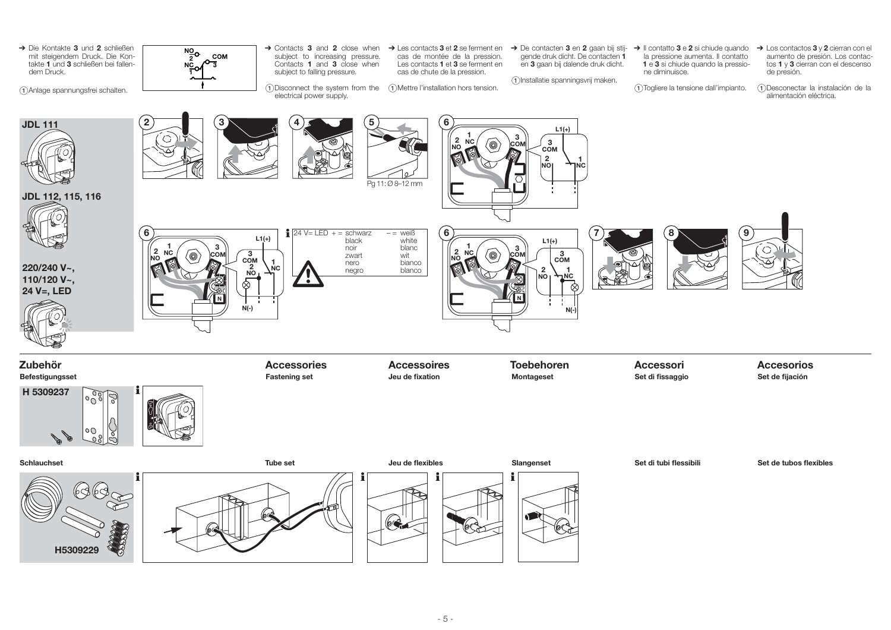→ Die Kontakte **3** und **2** schließen mit steigendem Druck. Die Kontakte **1** und **3** schließen bei fallendem Druck.

① Anlage spannungsfrei schalten.

→ Contacts **3** and **2** close when subject to increasing pressure. Contacts **1** and **3** close when subject to falling pressure.

① Disconnect the system from the electrical power supply.

→ Les contacts **3** et **2** se ferment en cas de montée de la pression. Les contacts **1** et **3** se ferment en cas de chute de la pression.

① Mettre l'installation hors tension.

→ De contacten **3** en **2** gaan bij stijgende druk dicht. De contacten **1** en **3** gaan bij dalende druk dicht.

① Installatie spanningsvrij maken.

→ Il contatto **3** e **2** si chiude quando la pressione aumenta. Il contatto **1** e **3** si chiude quando la pressione diminuisce.

① Togliere la tensione dall'impianto.

→ Los contactos **3** y **2** cierran con el aumento de presión. Los contactos **1** y **3** cierran con el descenso de presión.

① Desconectar la instalación de la alimentación eléctrica.

**JDL 111**

**JDL 112, 115, 116**

**220/240 V~, 110/120 V~, 24 V=, LED**

Pg 11: Ø 8–12 mm

24 V= LED + = schwarz / black / noir / zwart / nero / negro; – = weiß / white / blanc / wit / bianco / blanco

## Zubehör | Accessories | Accessoires | Toebehoren | Accessori | Accesorios

**Befestigungsset** | **Fastening set** | **Jeu de fixation** | **Montageset** | **Set di fissaggio** | **Set de fijación**

**H 5309237**

**Schlauchset** | **Tube set** | **Jeu de flexibles** | **Slangenset** | **Set di tubi flessibili** | **Set de tubos flexibles**

**H5309229**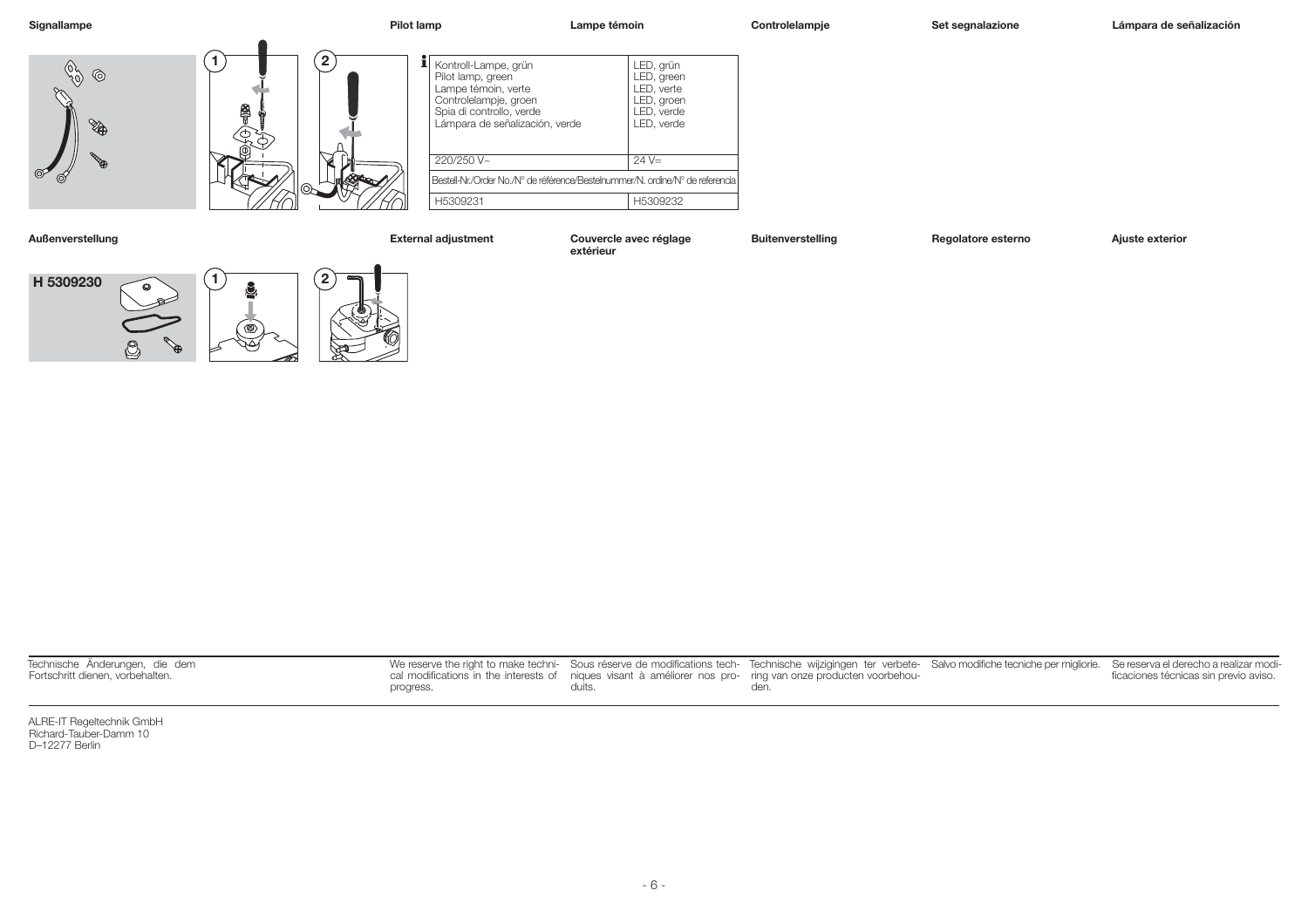**Signallampe** **Pilot lamp** **Lampe témoin** **Controlelampje** **Set segnalazione** **Lámpara de señalización**

| | |
|---|---|
| Kontroll-Lampe, grün<br>Pilot lamp, green<br>Lampe témoin, verte<br>Controlelampje, groen<br>Spia di controllo, verde<br>Lámpara de señalización, verde | LED, grün<br>LED, green<br>LED, verte<br>LED, groen<br>LED, verde<br>LED, verde |
| 220/250 V~ | 24 V= |
| Bestell-Nr./Order No./N° de référence/Bestelnummer/N. ordine/N° de referencia | |
| H5309231 | H5309232 |

**Außenverstellung** **External adjustment** **Couvercle avec réglage extérieur** **Buitenverstelling** **Regolatore esterno** **Ajuste exterior**

**H 5309230**

Technische Änderungen, die dem Fortschritt dienen, vorbehalten.

We reserve the right to make technical modifications in the interests of progress.

Sous réserve de modifications techniques visant à améliorer nos produits.

Technische wijzigingen ter verbetering van onze producten voorbehouden.

Salvo modifiche tecniche per migliorie.

Se reserva el derecho a realizar modificaciones técnicas sin previo aviso.

ALRE-IT Regeltechnik GmbH
Richard-Tauber-Damm 10
D–12277 Berlin